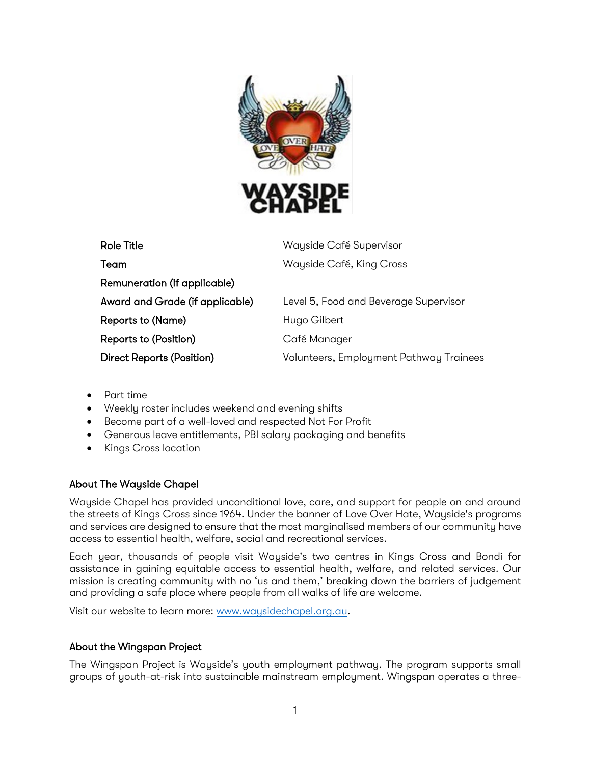| Role Title | Wayside Café Supervisor |
| --- | --- |
| Team | Wayside Café, King Cross |
| Remuneration (if applicable) | |
| Award and Grade (if applicable) | Level 5, Food and Beverage Supervisor |
| Reports to (Name) | Hugo Gilbert |
| Reports to (Position) | Café Manager |
| Direct Reports (Position) | Volunteers, Employment Pathway Trainees |

- Part time
- Weekly roster includes weekend and evening shifts
- Become part of a well-loved and respected Not For Profit
- Generous leave entitlements, PBI salary packaging and benefits
- Kings Cross location

### About The Wayside Chapel

Wayside Chapel has provided unconditional love, care, and support for people on and around the streets of Kings Cross since 1964. Under the banner of Love Over Hate, Wayside's programs and services are designed to ensure that the most marginalised members of our community have access to essential health, welfare, social and recreational services.

Each year, thousands of people visit Wayside's two centres in Kings Cross and Bondi for assistance in gaining equitable access to essential health, welfare, and related services. Our mission is creating community with no 'us and them,' breaking down the barriers of judgement and providing a safe place where people from all walks of life are welcome.

Visit our website to learn more: [www.waysidechapel.org.au](http://www.waysidechapel.org.au).

### About the Wingspan Project

The Wingspan Project is Wayside's youth employment pathway. The program supports small groups of youth-at-risk into sustainable mainstream employment. Wingspan operates a three-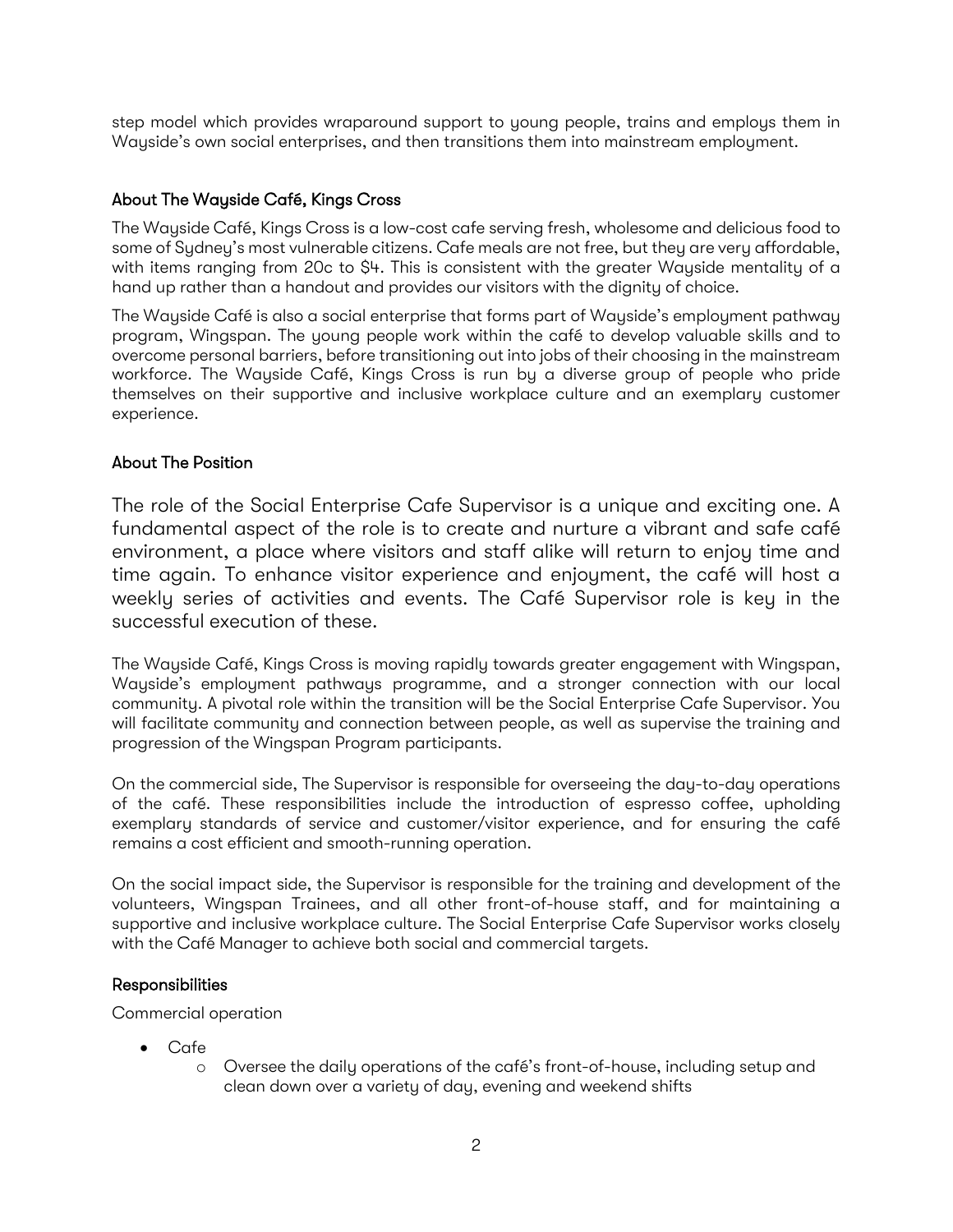step model which provides wraparound support to young people, trains and employs them in Wayside's own social enterprises, and then transitions them into mainstream employment.

### About The Wayside Café, Kings Cross

The Wayside Café, Kings Cross is a low-cost cafe serving fresh, wholesome and delicious food to some of Sydney's most vulnerable citizens. Cafe meals are not free, but they are very affordable, with items ranging from 20c to $4. This is consistent with the greater Wayside mentality of a hand up rather than a handout and provides our visitors with the dignity of choice.

The Wayside Café is also a social enterprise that forms part of Wayside's employment pathway program, Wingspan. The young people work within the café to develop valuable skills and to overcome personal barriers, before transitioning out into jobs of their choosing in the mainstream workforce. The Wayside Café, Kings Cross is run by a diverse group of people who pride themselves on their supportive and inclusive workplace culture and an exemplary customer experience.

### About The Position

The role of the Social Enterprise Cafe Supervisor is a unique and exciting one. A fundamental aspect of the role is to create and nurture a vibrant and safe café environment, a place where visitors and staff alike will return to enjoy time and time again. To enhance visitor experience and enjoyment, the café will host a weekly series of activities and events. The Café Supervisor role is key in the successful execution of these.

The Wayside Café, Kings Cross is moving rapidly towards greater engagement with Wingspan, Wayside's employment pathways programme, and a stronger connection with our local community. A pivotal role within the transition will be the Social Enterprise Cafe Supervisor. You will facilitate community and connection between people, as well as supervise the training and progression of the Wingspan Program participants.

On the commercial side, The Supervisor is responsible for overseeing the day-to-day operations of the café. These responsibilities include the introduction of espresso coffee, upholding exemplary standards of service and customer/visitor experience, and for ensuring the café remains a cost efficient and smooth-running operation.

On the social impact side, the Supervisor is responsible for the training and development of the volunteers, Wingspan Trainees, and all other front-of-house staff, and for maintaining a supportive and inclusive workplace culture. The Social Enterprise Cafe Supervisor works closely with the Café Manager to achieve both social and commercial targets.

### Responsibilities

Commercial operation

- Cafe
  - Oversee the daily operations of the café's front-of-house, including setup and clean down over a variety of day, evening and weekend shifts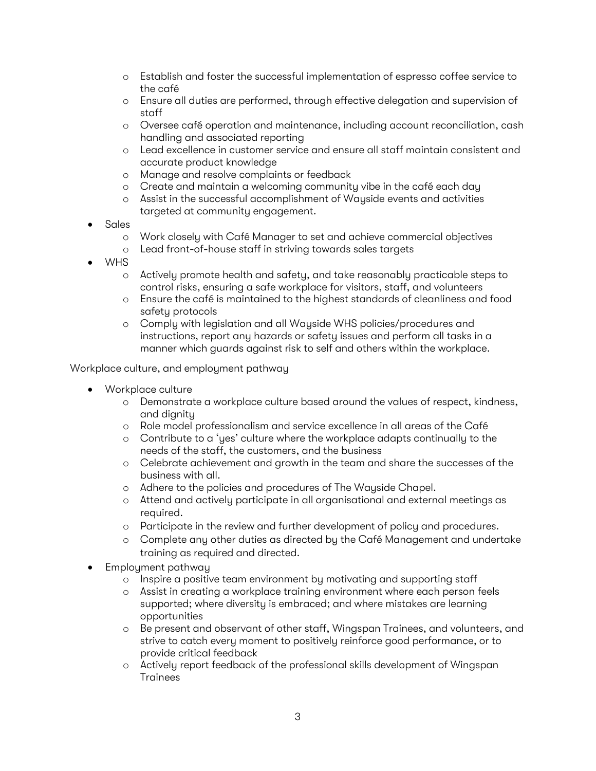- Establish and foster the successful implementation of espresso coffee service to the café
  - Ensure all duties are performed, through effective delegation and supervision of staff
  - Oversee café operation and maintenance, including account reconciliation, cash handling and associated reporting
  - Lead excellence in customer service and ensure all staff maintain consistent and accurate product knowledge
  - Manage and resolve complaints or feedback
  - Create and maintain a welcoming community vibe in the café each day
  - Assist in the successful accomplishment of Wayside events and activities targeted at community engagement.
- Sales
  - Work closely with Café Manager to set and achieve commercial objectives
  - Lead front-of-house staff in striving towards sales targets
- WHS
  - Actively promote health and safety, and take reasonably practicable steps to control risks, ensuring a safe workplace for visitors, staff, and volunteers
  - Ensure the café is maintained to the highest standards of cleanliness and food safety protocols
  - Comply with legislation and all Wayside WHS policies/procedures and instructions, report any hazards or safety issues and perform all tasks in a manner which guards against risk to self and others within the workplace.

Workplace culture, and employment pathway

- Workplace culture
  - Demonstrate a workplace culture based around the values of respect, kindness, and dignity
  - Role model professionalism and service excellence in all areas of the Café
  - Contribute to a 'yes' culture where the workplace adapts continually to the needs of the staff, the customers, and the business
  - Celebrate achievement and growth in the team and share the successes of the business with all.
  - Adhere to the policies and procedures of The Wayside Chapel.
  - Attend and actively participate in all organisational and external meetings as required.
  - Participate in the review and further development of policy and procedures.
  - Complete any other duties as directed by the Café Management and undertake training as required and directed.
- Employment pathway
  - Inspire a positive team environment by motivating and supporting staff
  - Assist in creating a workplace training environment where each person feels supported; where diversity is embraced; and where mistakes are learning opportunities
  - Be present and observant of other staff, Wingspan Trainees, and volunteers, and strive to catch every moment to positively reinforce good performance, or to provide critical feedback
  - Actively report feedback of the professional skills development of Wingspan Trainees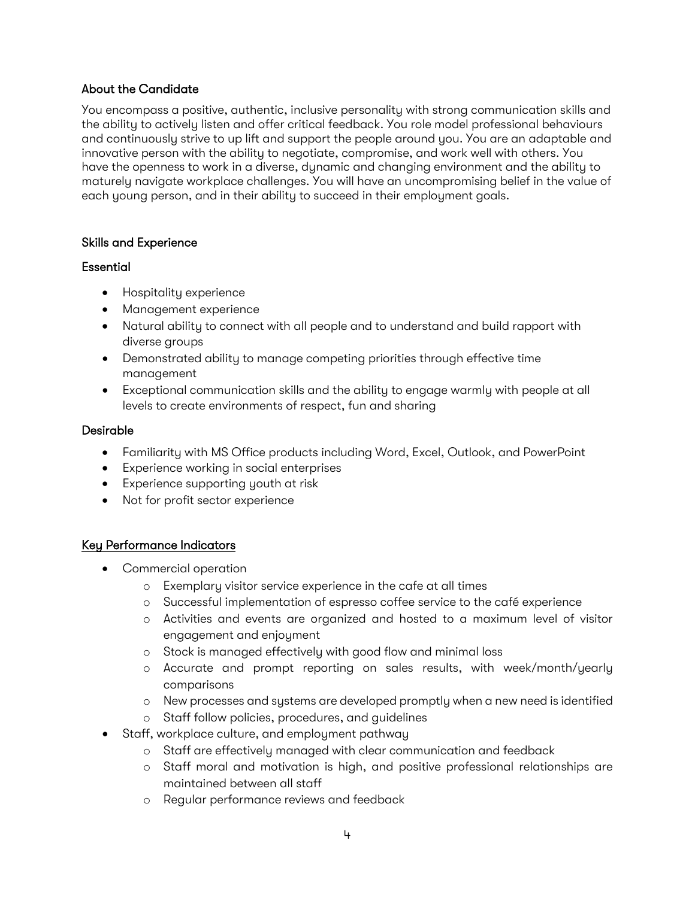### About the Candidate

You encompass a positive, authentic, inclusive personality with strong communication skills and the ability to actively listen and offer critical feedback. You role model professional behaviours and continuously strive to up lift and support the people around you. You are an adaptable and innovative person with the ability to negotiate, compromise, and work well with others. You have the openness to work in a diverse, dynamic and changing environment and the ability to maturely navigate workplace challenges. You will have an uncompromising belief in the value of each young person, and in their ability to succeed in their employment goals.

### Skills and Experience

#### Essential

- Hospitality experience
- Management experience
- Natural ability to connect with all people and to understand and build rapport with diverse groups
- Demonstrated ability to manage competing priorities through effective time management
- Exceptional communication skills and the ability to engage warmly with people at all levels to create environments of respect, fun and sharing

#### Desirable

- Familiarity with MS Office products including Word, Excel, Outlook, and PowerPoint
- Experience working in social enterprises
- Experience supporting youth at risk
- Not for profit sector experience

### Key Performance Indicators

- Commercial operation
  - Exemplary visitor service experience in the cafe at all times
  - Successful implementation of espresso coffee service to the café experience
  - Activities and events are organized and hosted to a maximum level of visitor engagement and enjoyment
  - Stock is managed effectively with good flow and minimal loss
  - Accurate and prompt reporting on sales results, with week/month/yearly comparisons
  - New processes and systems are developed promptly when a new need is identified
  - Staff follow policies, procedures, and guidelines
- Staff, workplace culture, and employment pathway
  - Staff are effectively managed with clear communication and feedback
  - Staff moral and motivation is high, and positive professional relationships are maintained between all staff
  - Regular performance reviews and feedback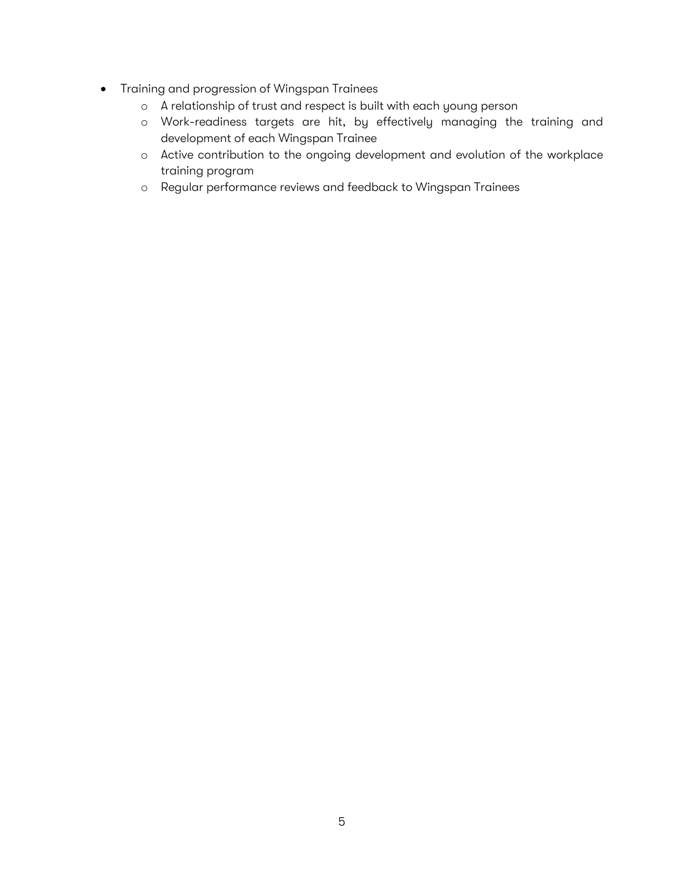- Training and progression of Wingspan Trainees
  - A relationship of trust and respect is built with each young person
  - Work-readiness targets are hit, by effectively managing the training and development of each Wingspan Trainee
  - Active contribution to the ongoing development and evolution of the workplace training program
  - Regular performance reviews and feedback to Wingspan Trainees